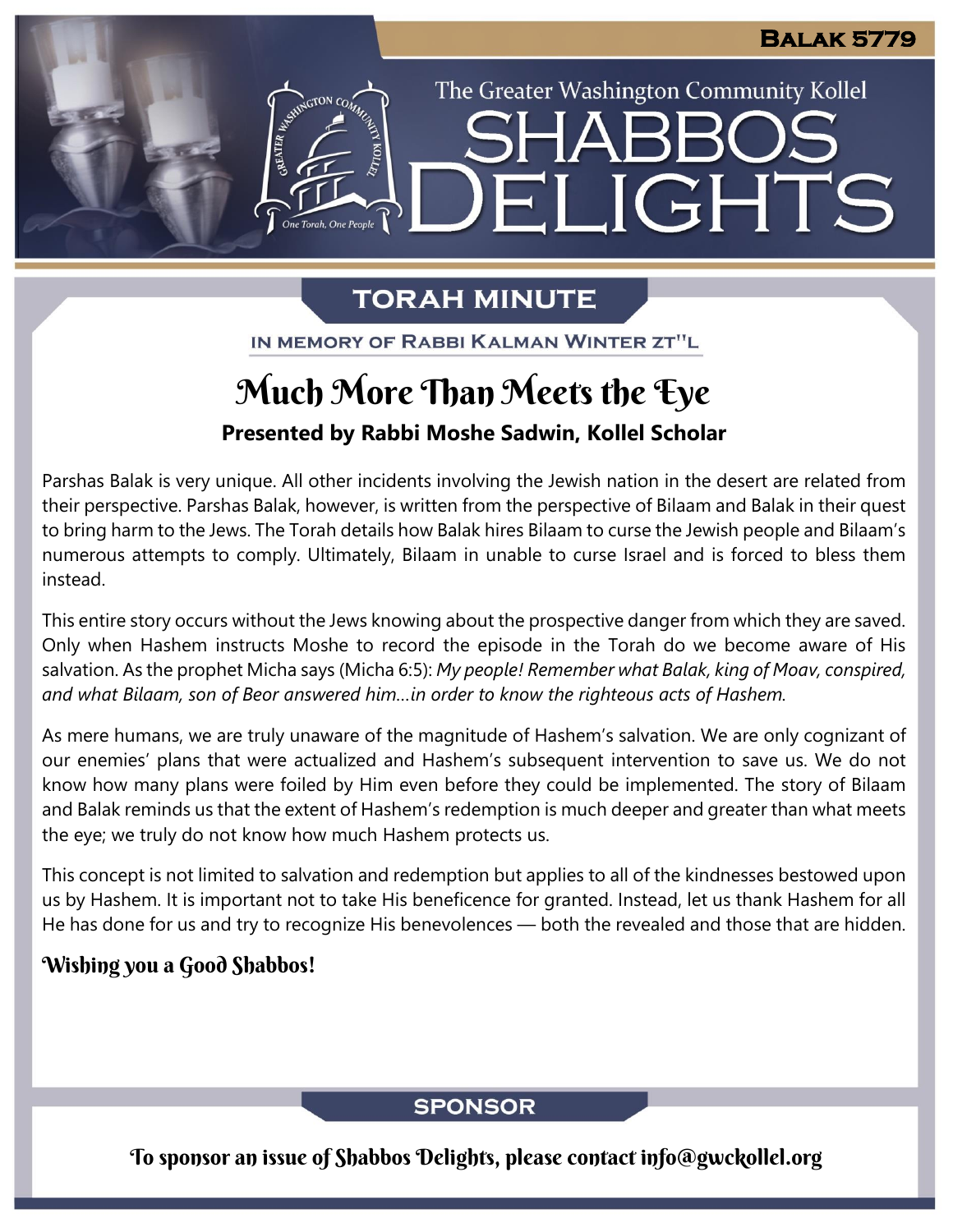# Shabbos Delights

The Greater Washington Community Kollel

Balak 5779

## Torah Minute

In Memory of Rabbi Kalman Winter zt"l

# Much More Than Meets the Eye

**Presented by Rabbi Moshe Sadwin, Kollel Scholar**

Parshas Balak is very unique. All other incidents involving the Jewish nation in the desert are related from their perspective. Parshas Balak, however, is written from the perspective of Bilaam and Balak in their quest to bring harm to the Jews. The Torah details how Balak hires Bilaam to curse the Jewish people and Bilaam's numerous attempts to comply. Ultimately, Bilaam in unable to curse Israel and is forced to bless them instead.

This entire story occurs without the Jews knowing about the prospective danger from which they are saved. Only when Hashem instructs Moshe to record the episode in the Torah do we become aware of His salvation. As the prophet Micha says (Micha 6:5): *My people! Remember what Balak, king of Moav, conspired, and what Bilaam, son of Beor answered him…in order to know the righteous acts of Hashem.*

As mere humans, we are truly unaware of the magnitude of Hashem's salvation. We are only cognizant of our enemies' plans that were actualized and Hashem's subsequent intervention to save us. We do not know how many plans were foiled by Him even before they could be implemented. The story of Bilaam and Balak reminds us that the extent of Hashem's redemption is much deeper and greater than what meets the eye; we truly do not know how much Hashem protects us.

This concept is not limited to salvation and redemption but applies to all of the kindnesses bestowed upon us by Hashem. It is important not to take His beneficence for granted. Instead, let us thank Hashem for all He has done for us and try to recognize His benevolences — both the revealed and those that are hidden.

**Wishing you a Good Shabbos!**

## Sponsor

To sponsor an issue of Shabbos Delights, please contact info@gwckollel.org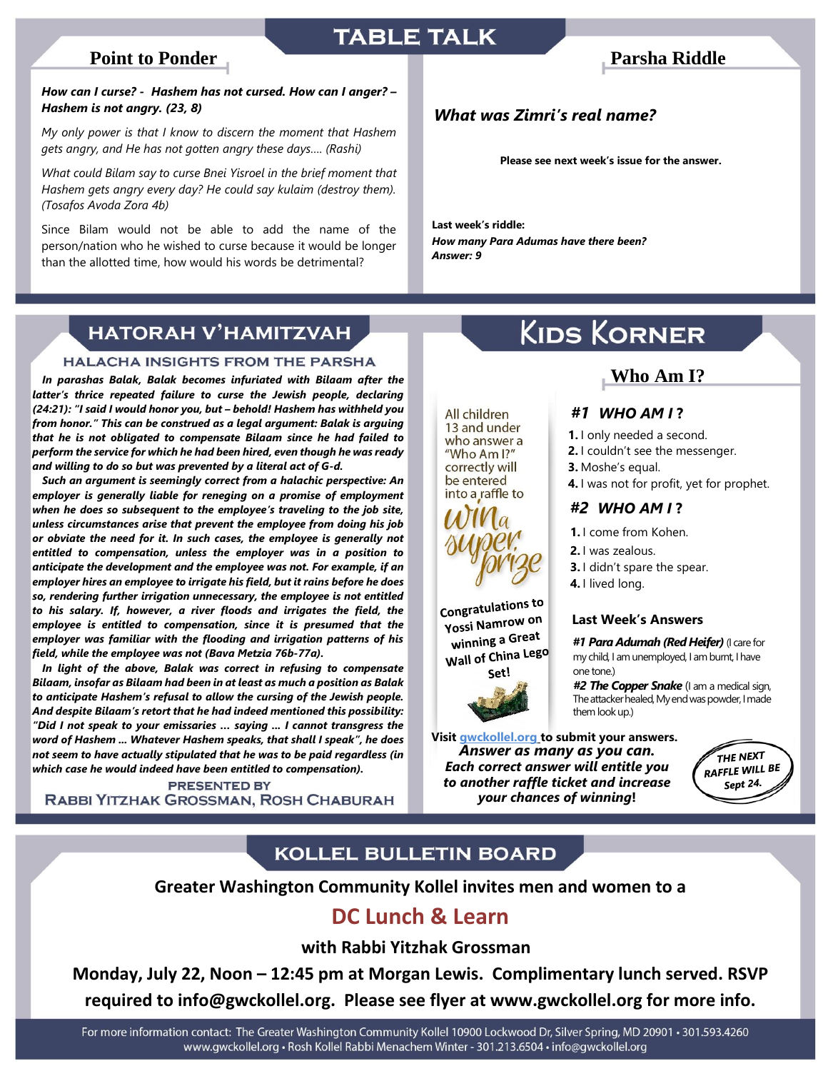# TABLE TALK

## Point to Ponder

***How can I curse? - Hashem has not cursed. How can I anger? – Hashem is not angry. (23, 8)***

*My only power is that I know to discern the moment that Hashem gets angry, and He has not gotten angry these days…. (Rashi)*

*What could Bilam say to curse Bnei Yisroel in the brief moment that Hashem gets angry every day? He could say kulaim (destroy them). (Tosafos Avoda Zora 4b)*

Since Bilam would not be able to add the name of the person/nation who he wished to curse because it would be longer than the allotted time, how would his words be detrimental?

## Parsha Riddle

***What was Zimri's real name?***

**Please see next week's issue for the answer.**

**Last week's riddle:**

***How many Para Adumas have there been?***
***Answer: 9***

# HATORAH V'HAMITZVAH

## HALACHA INSIGHTS FROM THE PARSHA

***In parashas Balak, Balak becomes infuriated with Bilaam after the latter's thrice repeated failure to curse the Jewish people, declaring (24:21): "I said I would honor you, but – behold! Hashem has withheld you from honor." This can be construed as a legal argument: Balak is arguing that he is not obligated to compensate Bilaam since he had failed to perform the service for which he had been hired, even though he was ready and willing to do so but was prevented by a literal act of G-d.***

***Such an argument is seemingly correct from a halachic perspective: An employer is generally liable for reneging on a promise of employment when he does so subsequent to the employee's traveling to the job site, unless circumstances arise that prevent the employee from doing his job or obviate the need for it. In such cases, the employee is generally not entitled to compensation, unless the employer was in a position to anticipate the development and the employee was not. For example, if an employer hires an employee to irrigate his field, but it rains before he does so, rendering further irrigation unnecessary, the employee is not entitled to his salary. If, however, a river floods and irrigates the field, the employee is entitled to compensation, since it is presumed that the employer was familiar with the flooding and irrigation patterns of his field, while the employee was not (Bava Metzia 76b-77a).***

***In light of the above, Balak was correct in refusing to compensate Bilaam, insofar as Bilaam had been in at least as much a position as Balak to anticipate Hashem's refusal to allow the cursing of the Jewish people. And despite Bilaam's retort that he had indeed mentioned this possibility: "Did I not speak to your emissaries … saying … I cannot transgress the word of Hashem … Whatever Hashem speaks, that shall I speak", he does not seem to have actually stipulated that he was to be paid regardless (in which case he would indeed have been entitled to compensation).***

PRESENTED BY
RABBI YITZHAK GROSSMAN, ROSH CHABURAH

# KIDS KORNER

All children 13 and under who answer a "Who Am I?" correctly will be entered into a raffle to win a super prize

**Congratulations to Yossi Namrow on winning a Great Wall of China Lego Set!**

## Who Am I?

### #1 WHO AM I ?

1. I only needed a second.
2. I couldn't see the messenger.
3. Moshe's equal.
4. I was not for profit, yet for prophet.

### #2 WHO AM I ?

1. I come from Kohen.
2. I was zealous.
3. I didn't spare the spear.
4. I lived long.

### Last Week's Answers

***#1 Para Adumah (Red Heifer)*** (I care for my child, I am unemployed, I am burnt, I have one tone.)

***#2 The Copper Snake*** (I am a medical sign, The attacker healed, My end was powder, I made them look up.)

**Visit gwckollel.org to submit your answers.**
***Answer as many as you can.***
***Each correct answer will entitle you to another raffle ticket and increase your chances of winning!***

***THE NEXT RAFFLE WILL BE Sept 24.***

# KOLLEL BULLETIN BOARD

**Greater Washington Community Kollel invites men and women to a**

## DC Lunch & Learn

**with Rabbi Yitzhak Grossman**

**Monday, July 22, Noon – 12:45 pm at Morgan Lewis. Complimentary lunch served. RSVP required to info@gwckollel.org. Please see flyer at www.gwckollel.org for more info.**

For more information contact: The Greater Washington Community Kollel 10900 Lockwood Dr, Silver Spring, MD 20901 • 301.593.4260
www.gwckollel.org • Rosh Kollel Rabbi Menachem Winter - 301.213.6504 • info@gwckollel.org